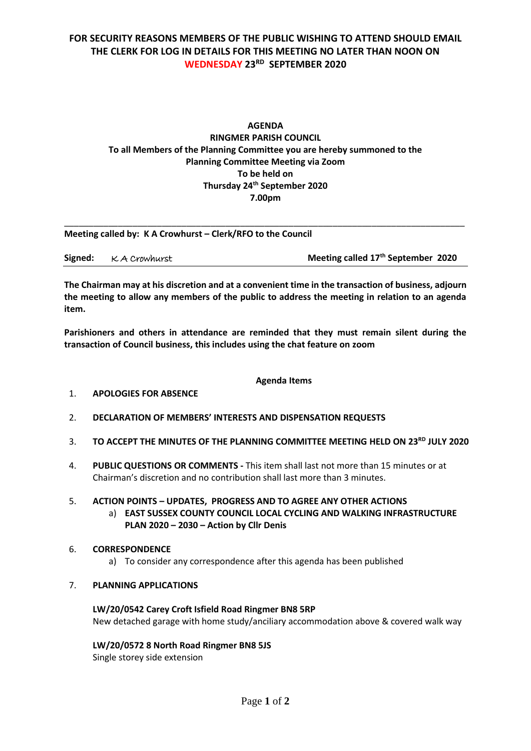**FOR SECURITY REASONS MEMBERS OF THE PUBLIC WISHING TO ATTEND SHOULD EMAIL THE CLERK FOR LOG IN DETAILS FOR THIS MEETING NO LATER THAN NOON ON WEDNESDAY 23RD SEPTEMBER 2020**

# AGENDA

## RINGMER PARISH COUNCIL

**To all Members of the Planning Committee you are hereby summoned to the Planning Committee Meeting via Zoom**
**To be held on**
**Thursday 24th September 2020**
**7.00pm**

---

**Meeting called by: K A Crowhurst – Clerk/RFO to the Council**

**Signed:** K A Crowhurst **Meeting called 17th September 2020**

---

**The Chairman may at his discretion and at a convenient time in the transaction of business, adjourn the meeting to allow any members of the public to address the meeting in relation to an agenda item.**

**Parishioners and others in attendance are reminded that they must remain silent during the transaction of Council business, this includes using the chat feature on zoom**

**Agenda Items**

1. **APOLOGIES FOR ABSENCE**

2. **DECLARATION OF MEMBERS' INTERESTS AND DISPENSATION REQUESTS**

3. **TO ACCEPT THE MINUTES OF THE PLANNING COMMITTEE MEETING HELD ON 23RD JULY 2020**

4. **PUBLIC QUESTIONS OR COMMENTS -** This item shall last not more than 15 minutes or at Chairman's discretion and no contribution shall last more than 3 minutes.

5. **ACTION POINTS – UPDATES, PROGRESS AND TO AGREE ANY OTHER ACTIONS**
   a) **EAST SUSSEX COUNTY COUNCIL LOCAL CYCLING AND WALKING INFRASTRUCTURE PLAN 2020 – 2030 – Action by Cllr Denis**

6. **CORRESPONDENCE**
   a) To consider any correspondence after this agenda has been published

7. **PLANNING APPLICATIONS**

   **LW/20/0542 Carey Croft Isfield Road Ringmer BN8 5RP**
   New detached garage with home study/anciliary accommodation above & covered walk way

   **LW/20/0572 8 North Road Ringmer BN8 5JS**
   Single storey side extension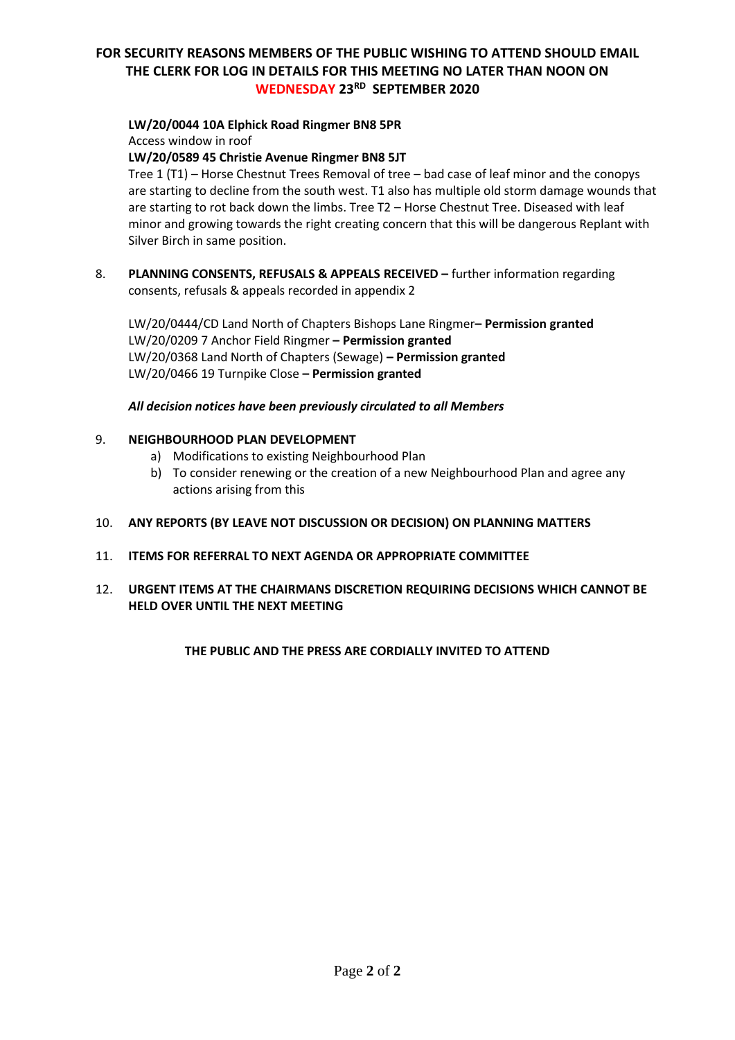**FOR SECURITY REASONS MEMBERS OF THE PUBLIC WISHING TO ATTEND SHOULD EMAIL THE CLERK FOR LOG IN DETAILS FOR THIS MEETING NO LATER THAN NOON ON WEDNESDAY 23RD SEPTEMBER 2020**

**LW/20/0044 10A Elphick Road Ringmer BN8 5PR**
Access window in roof
**LW/20/0589 45 Christie Avenue Ringmer BN8 5JT**
Tree 1 (T1) – Horse Chestnut Trees Removal of tree – bad case of leaf minor and the conopys are starting to decline from the south west. T1 also has multiple old storm damage wounds that are starting to rot back down the limbs. Tree T2 – Horse Chestnut Tree. Diseased with leaf minor and growing towards the right creating concern that this will be dangerous Replant with Silver Birch in same position.

8. **PLANNING CONSENTS, REFUSALS & APPEALS RECEIVED –** further information regarding consents, refusals & appeals recorded in appendix 2

   LW/20/0444/CD Land North of Chapters Bishops Lane Ringmer**– Permission granted**
   LW/20/0209 7 Anchor Field Ringmer **– Permission granted**
   LW/20/0368 Land North of Chapters (Sewage) **– Permission granted**
   LW/20/0466 19 Turnpike Close **– Permission granted**

   ***All decision notices have been previously circulated to all Members***

9. **NEIGHBOURHOOD PLAN DEVELOPMENT**
   a) Modifications to existing Neighbourhood Plan
   b) To consider renewing or the creation of a new Neighbourhood Plan and agree any actions arising from this

10. **ANY REPORTS (BY LEAVE NOT DISCUSSION OR DECISION) ON PLANNING MATTERS**

11. **ITEMS FOR REFERRAL TO NEXT AGENDA OR APPROPRIATE COMMITTEE**

12. **URGENT ITEMS AT THE CHAIRMANS DISCRETION REQUIRING DECISIONS WHICH CANNOT BE HELD OVER UNTIL THE NEXT MEETING**

**THE PUBLIC AND THE PRESS ARE CORDIALLY INVITED TO ATTEND**